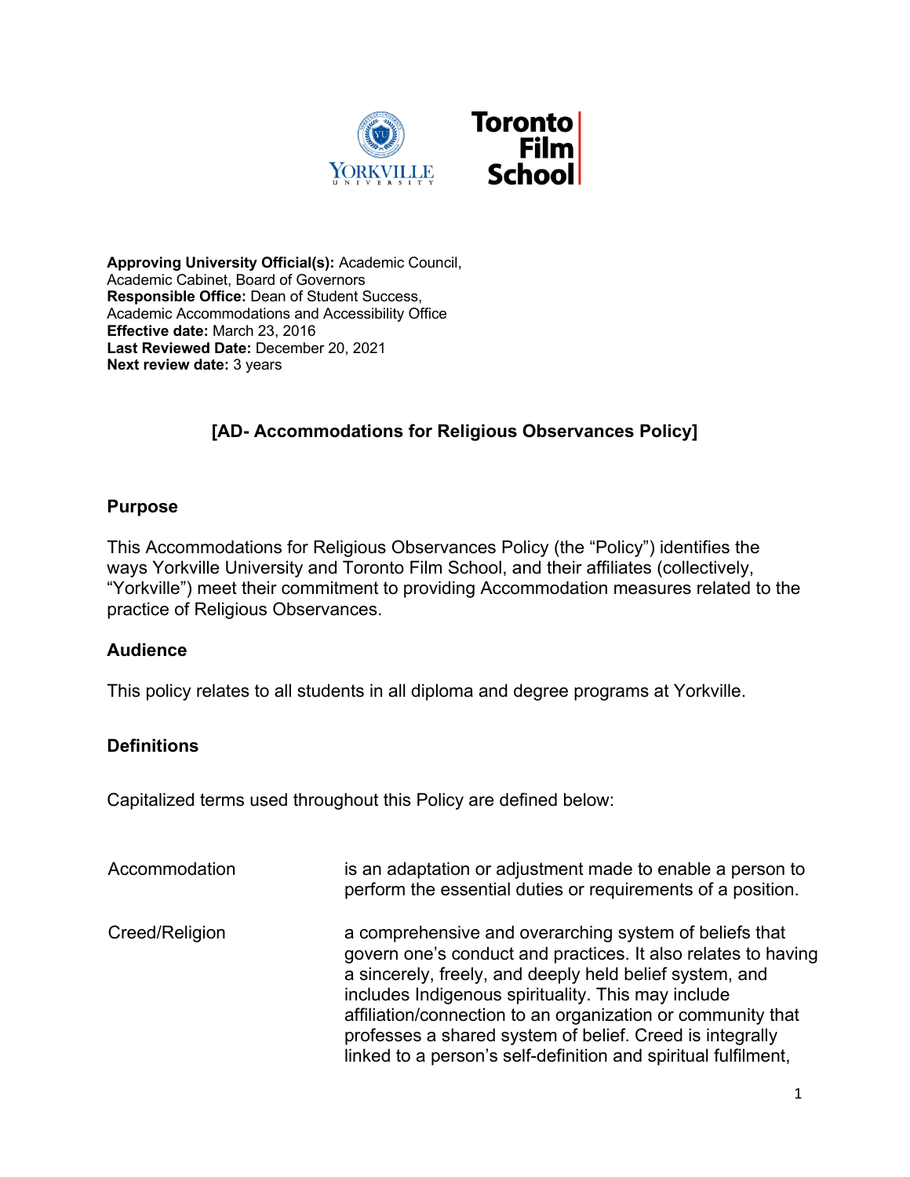**Approving University Official(s):** Academic Council, Academic Cabinet, Board of Governors
**Responsible Office:** Dean of Student Success, Academic Accommodations and Accessibility Office
**Effective date:** March 23, 2016
**Last Reviewed Date:** December 20, 2021
**Next review date:** 3 years

# [AD- Accommodations for Religious Observances Policy]

## Purpose

This Accommodations for Religious Observances Policy (the "Policy") identifies the ways Yorkville University and Toronto Film School, and their affiliates (collectively, "Yorkville") meet their commitment to providing Accommodation measures related to the practice of Religious Observances.

## Audience

This policy relates to all students in all diploma and degree programs at Yorkville.

## Definitions

Capitalized terms used throughout this Policy are defined below:

| | |
|---|---|
| Accommodation | is an adaptation or adjustment made to enable a person to perform the essential duties or requirements of a position. |
| Creed/Religion | a comprehensive and overarching system of beliefs that govern one's conduct and practices. It also relates to having a sincerely, freely, and deeply held belief system, and includes Indigenous spirituality. This may include affiliation/connection to an organization or community that professes a shared system of belief. Creed is integrally linked to a person's self-definition and spiritual fulfilment, |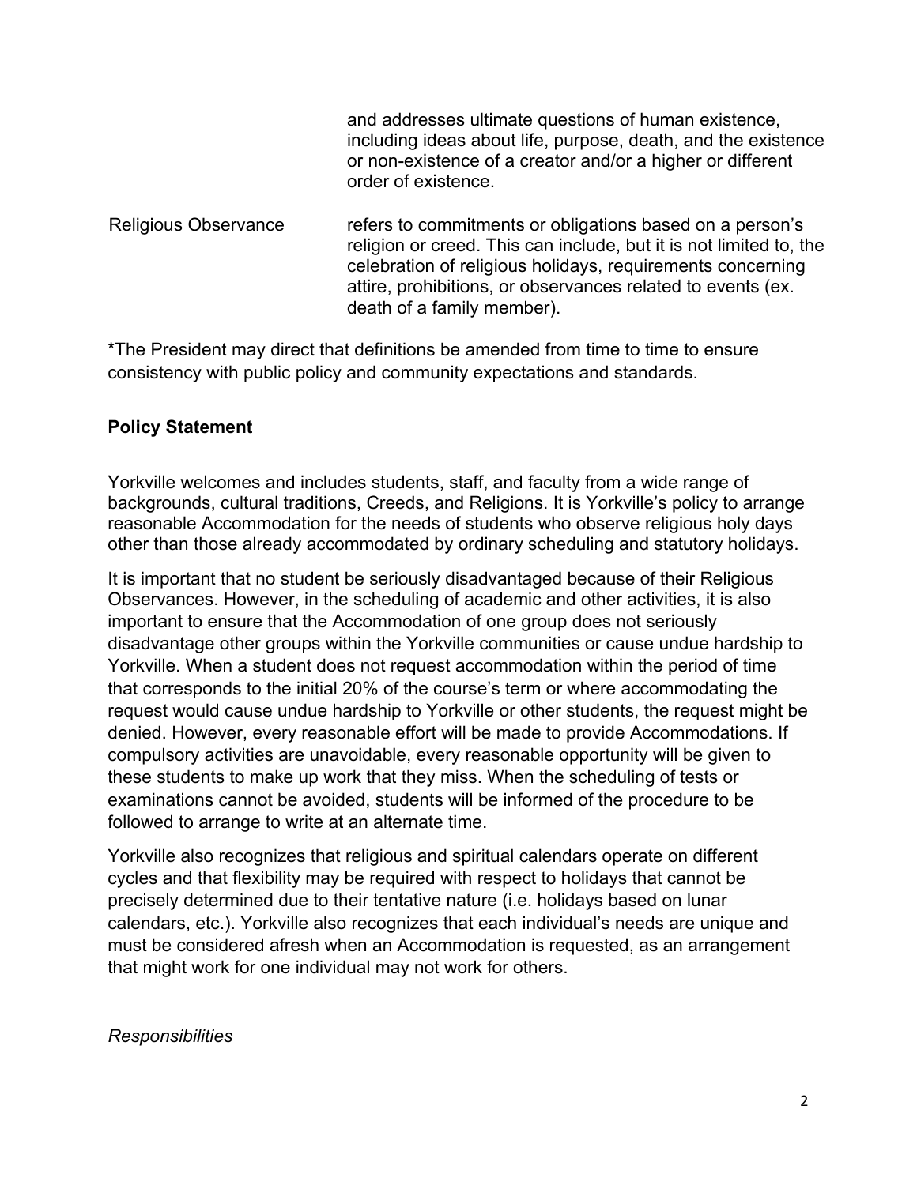| | |
|---|---|
| | and addresses ultimate questions of human existence, including ideas about life, purpose, death, and the existence or non-existence of a creator and/or a higher or different order of existence. |
| Religious Observance | refers to commitments or obligations based on a person's religion or creed. This can include, but it is not limited to, the celebration of religious holidays, requirements concerning attire, prohibitions, or observances related to events (ex. death of a family member). |

*The President may direct that definitions be amended from time to time to ensure consistency with public policy and community expectations and standards.

**Policy Statement**

Yorkville welcomes and includes students, staff, and faculty from a wide range of backgrounds, cultural traditions, Creeds, and Religions. It is Yorkville's policy to arrange reasonable Accommodation for the needs of students who observe religious holy days other than those already accommodated by ordinary scheduling and statutory holidays.

It is important that no student be seriously disadvantaged because of their Religious Observances. However, in the scheduling of academic and other activities, it is also important to ensure that the Accommodation of one group does not seriously disadvantage other groups within the Yorkville communities or cause undue hardship to Yorkville. When a student does not request accommodation within the period of time that corresponds to the initial 20% of the course's term or where accommodating the request would cause undue hardship to Yorkville or other students, the request might be denied. However, every reasonable effort will be made to provide Accommodations. If compulsory activities are unavoidable, every reasonable opportunity will be given to these students to make up work that they miss. When the scheduling of tests or examinations cannot be avoided, students will be informed of the procedure to be followed to arrange to write at an alternate time.

Yorkville also recognizes that religious and spiritual calendars operate on different cycles and that flexibility may be required with respect to holidays that cannot be precisely determined due to their tentative nature (i.e. holidays based on lunar calendars, etc.). Yorkville also recognizes that each individual's needs are unique and must be considered afresh when an Accommodation is requested, as an arrangement that might work for one individual may not work for others.

*Responsibilities*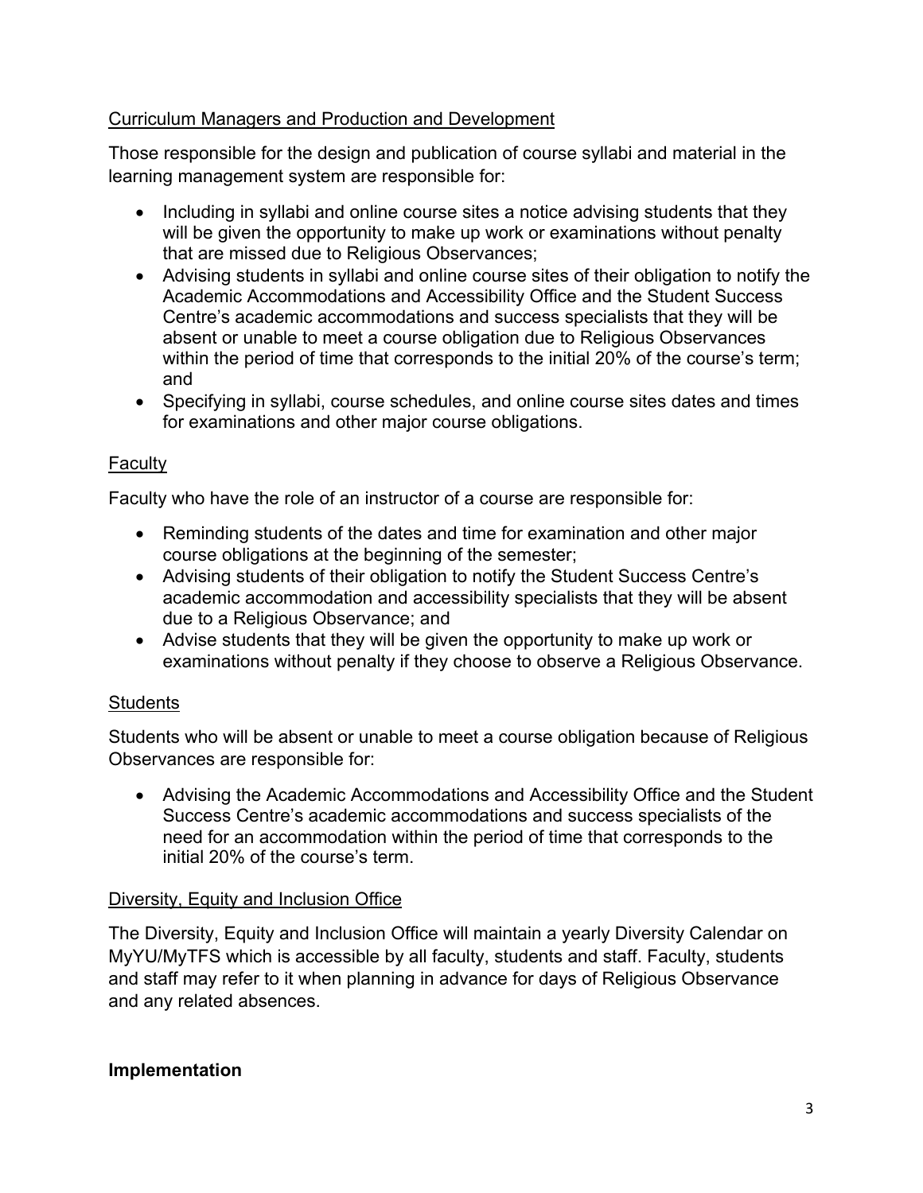Curriculum Managers and Production and Development

Those responsible for the design and publication of course syllabi and material in the learning management system are responsible for:

- Including in syllabi and online course sites a notice advising students that they will be given the opportunity to make up work or examinations without penalty that are missed due to Religious Observances;
- Advising students in syllabi and online course sites of their obligation to notify the Academic Accommodations and Accessibility Office and the Student Success Centre's academic accommodations and success specialists that they will be absent or unable to meet a course obligation due to Religious Observances within the period of time that corresponds to the initial 20% of the course's term; and
- Specifying in syllabi, course schedules, and online course sites dates and times for examinations and other major course obligations.

Faculty

Faculty who have the role of an instructor of a course are responsible for:

- Reminding students of the dates and time for examination and other major course obligations at the beginning of the semester;
- Advising students of their obligation to notify the Student Success Centre's academic accommodation and accessibility specialists that they will be absent due to a Religious Observance; and
- Advise students that they will be given the opportunity to make up work or examinations without penalty if they choose to observe a Religious Observance.

Students

Students who will be absent or unable to meet a course obligation because of Religious Observances are responsible for:

- Advising the Academic Accommodations and Accessibility Office and the Student Success Centre's academic accommodations and success specialists of the need for an accommodation within the period of time that corresponds to the initial 20% of the course's term.

Diversity, Equity and Inclusion Office

The Diversity, Equity and Inclusion Office will maintain a yearly Diversity Calendar on MyYU/MyTFS which is accessible by all faculty, students and staff. Faculty, students and staff may refer to it when planning in advance for days of Religious Observance and any related absences.

## Implementation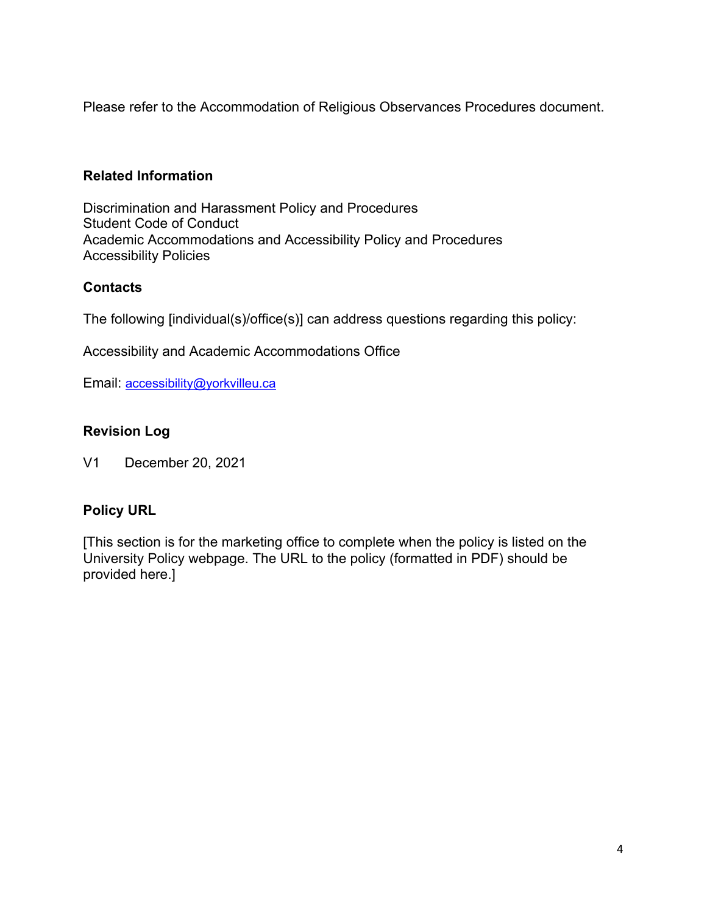Please refer to the Accommodation of Religious Observances Procedures document.

## Related Information

Discrimination and Harassment Policy and Procedures
Student Code of Conduct
Academic Accommodations and Accessibility Policy and Procedures
Accessibility Policies

## Contacts

The following [individual(s)/office(s)] can address questions regarding this policy:

Accessibility and Academic Accommodations Office

Email: accessibility@yorkvilleu.ca

## Revision Log

V1 December 20, 2021

## Policy URL

[This section is for the marketing office to complete when the policy is listed on the University Policy webpage. The URL to the policy (formatted in PDF) should be provided here.]